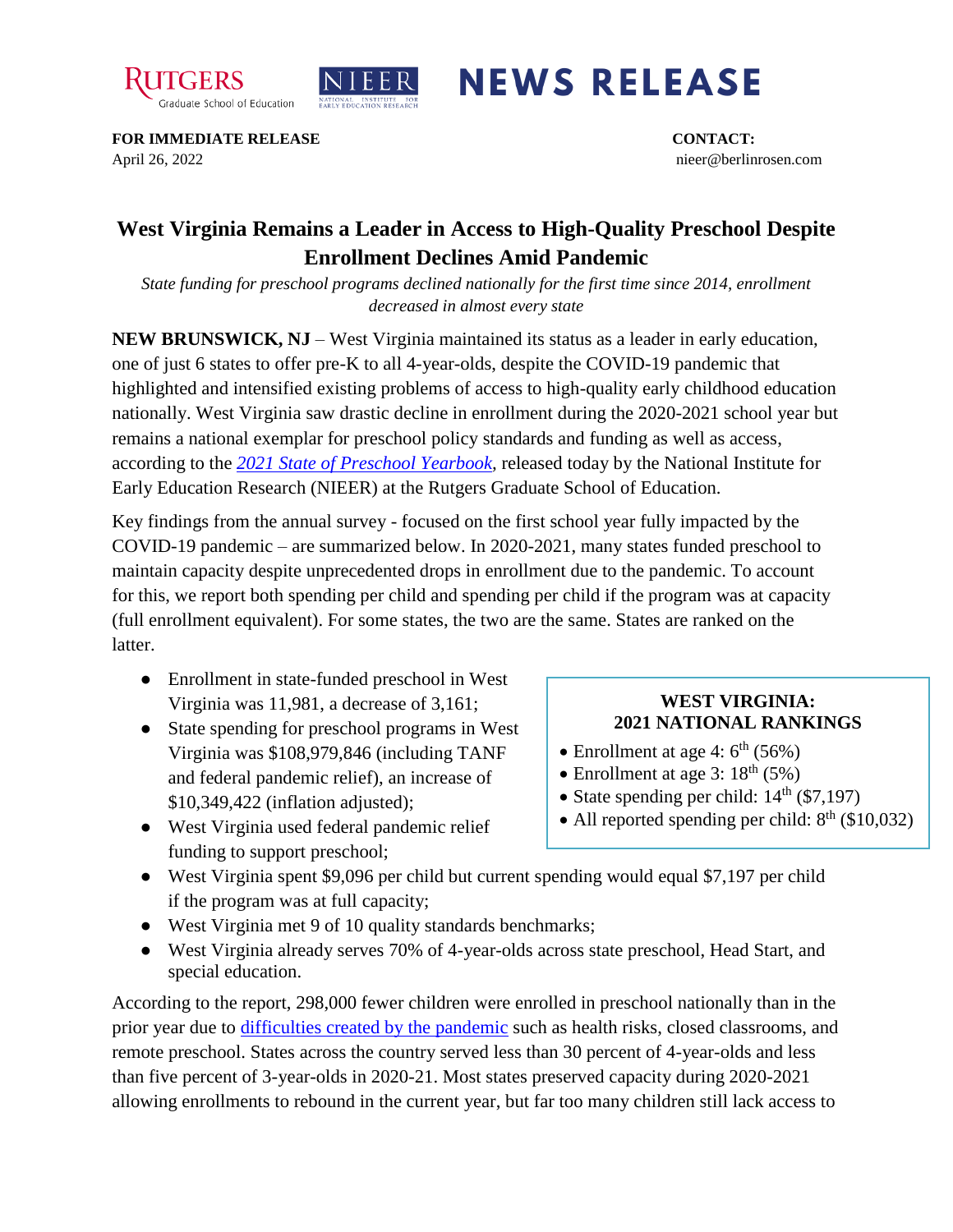RUTGERS Graduate School of Education | NIEER National Institute for Early Education Research | **NEWS RELEASE**

**FOR IMMEDIATE RELEASE**
April 26, 2022

**CONTACT:**
nieer@berlinrosen.com

# West Virginia Remains a Leader in Access to High-Quality Preschool Despite Enrollment Declines Amid Pandemic

*State funding for preschool programs declined nationally for the first time since 2014, enrollment decreased in almost every state*

**NEW BRUNSWICK, NJ** – West Virginia maintained its status as a leader in early education, one of just 6 states to offer pre-K to all 4-year-olds, despite the COVID-19 pandemic that highlighted and intensified existing problems of access to high-quality early childhood education nationally. West Virginia saw drastic decline in enrollment during the 2020-2021 school year but remains a national exemplar for preschool policy standards and funding as well as access, according to the *2021 State of Preschool Yearbook*, released today by the National Institute for Early Education Research (NIEER) at the Rutgers Graduate School of Education.

Key findings from the annual survey - focused on the first school year fully impacted by the COVID-19 pandemic – are summarized below. In 2020-2021, many states funded preschool to maintain capacity despite unprecedented drops in enrollment due to the pandemic. To account for this, we report both spending per child and spending per child if the program was at capacity (full enrollment equivalent). For some states, the two are the same. States are ranked on the latter.

- Enrollment in state-funded preschool in West Virginia was 11,981, a decrease of 3,161;
- State spending for preschool programs in West Virginia was $108,979,846 (including TANF and federal pandemic relief), an increase of $10,349,422 (inflation adjusted);
- West Virginia used federal pandemic relief funding to support preschool;
- West Virginia spent $9,096 per child but current spending would equal $7,197 per child if the program was at full capacity;
- West Virginia met 9 of 10 quality standards benchmarks;
- West Virginia already serves 70% of 4-year-olds across state preschool, Head Start, and special education.

**WEST VIRGINIA: 2021 NATIONAL RANKINGS**

- Enrollment at age 4: 6th (56%)
- Enrollment at age 3: 18th (5%)
- State spending per child: 14th ($7,197)
- All reported spending per child: 8th ($10,032)

According to the report, 298,000 fewer children were enrolled in preschool nationally than in the prior year due to difficulties created by the pandemic such as health risks, closed classrooms, and remote preschool. States across the country served less than 30 percent of 4-year-olds and less than five percent of 3-year-olds in 2020-21. Most states preserved capacity during 2020-2021 allowing enrollments to rebound in the current year, but far too many children still lack access to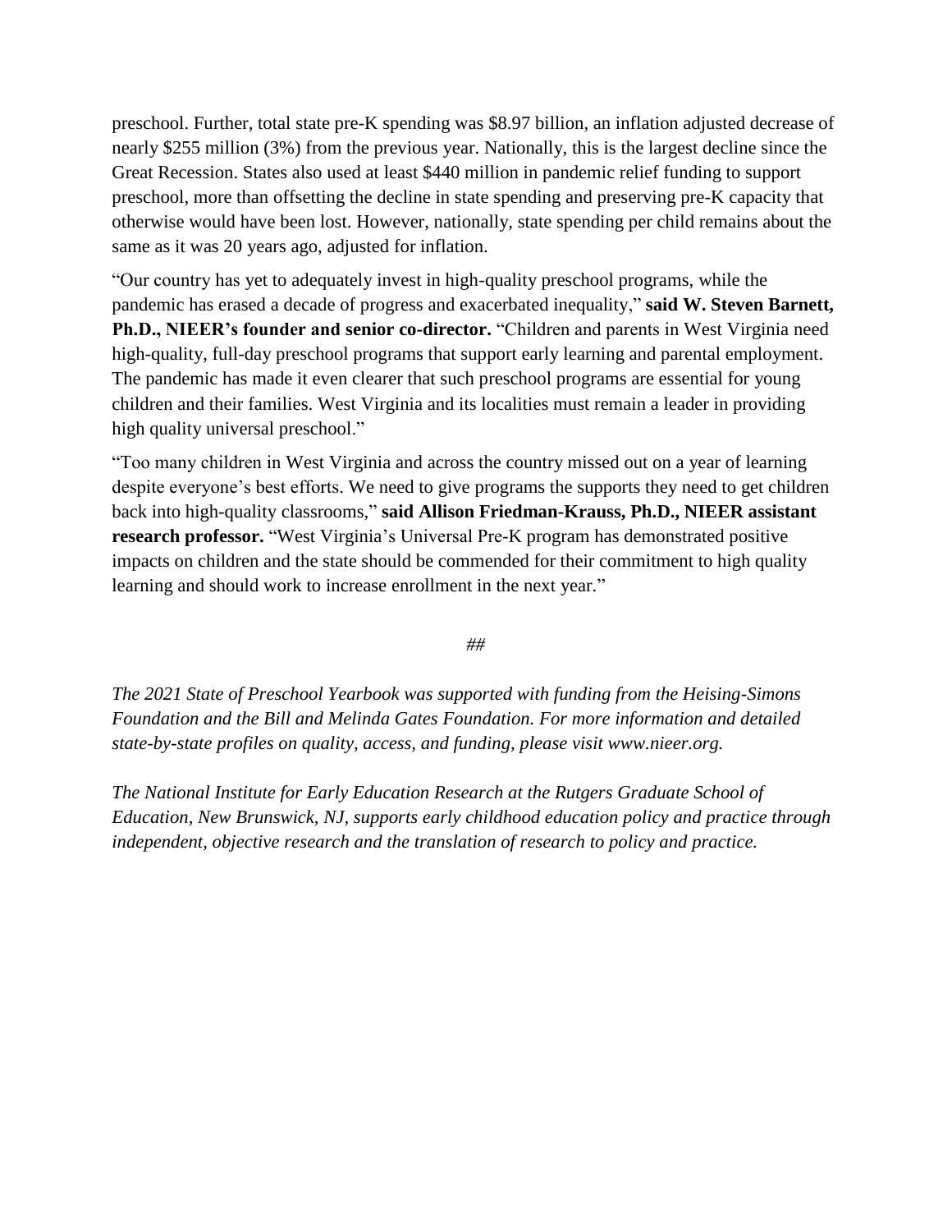preschool. Further, total state pre-K spending was $8.97 billion, an inflation adjusted decrease of nearly $255 million (3%) from the previous year. Nationally, this is the largest decline since the Great Recession. States also used at least $440 million in pandemic relief funding to support preschool, more than offsetting the decline in state spending and preserving pre-K capacity that otherwise would have been lost. However, nationally, state spending per child remains about the same as it was 20 years ago, adjusted for inflation.

"Our country has yet to adequately invest in high-quality preschool programs, while the pandemic has erased a decade of progress and exacerbated inequality," **said W. Steven Barnett, Ph.D., NIEER's founder and senior co-director.** "Children and parents in West Virginia need high-quality, full-day preschool programs that support early learning and parental employment. The pandemic has made it even clearer that such preschool programs are essential for young children and their families. West Virginia and its localities must remain a leader in providing high quality universal preschool."

"Too many children in West Virginia and across the country missed out on a year of learning despite everyone's best efforts. We need to give programs the supports they need to get children back into high-quality classrooms," **said Allison Friedman-Krauss, Ph.D., NIEER assistant research professor.** "West Virginia's Universal Pre-K program has demonstrated positive impacts on children and the state should be commended for their commitment to high quality learning and should work to increase enrollment in the next year."

##

*The 2021 State of Preschool Yearbook was supported with funding from the Heising-Simons Foundation and the Bill and Melinda Gates Foundation. For more information and detailed state-by-state profiles on quality, access, and funding, please visit www.nieer.org.*

*The National Institute for Early Education Research at the Rutgers Graduate School of Education, New Brunswick, NJ, supports early childhood education policy and practice through independent, objective research and the translation of research to policy and practice.*